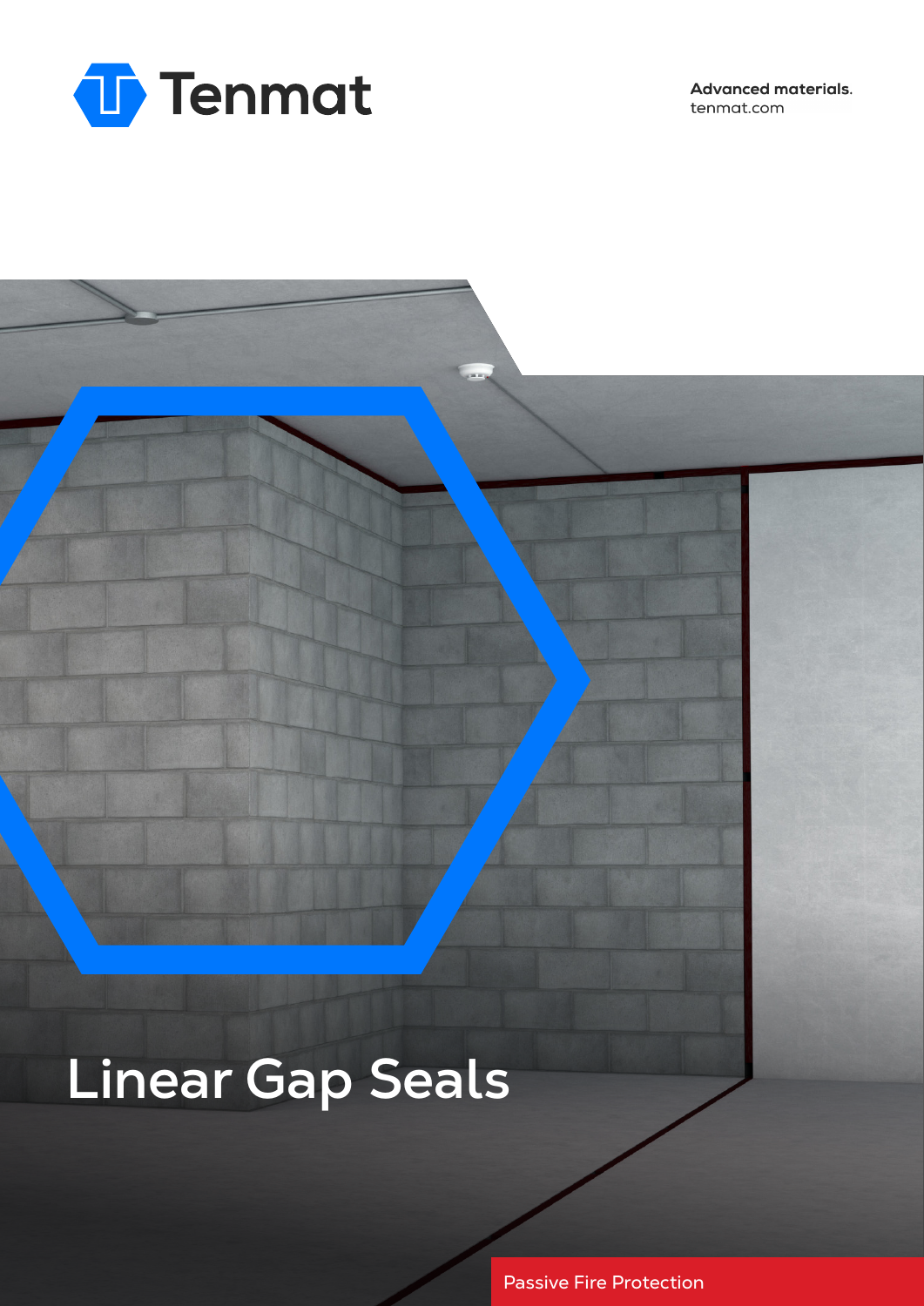Tenmat

**Advanced materials.**
tenmat.com

# Linear Gap Seals

Passive Fire Protection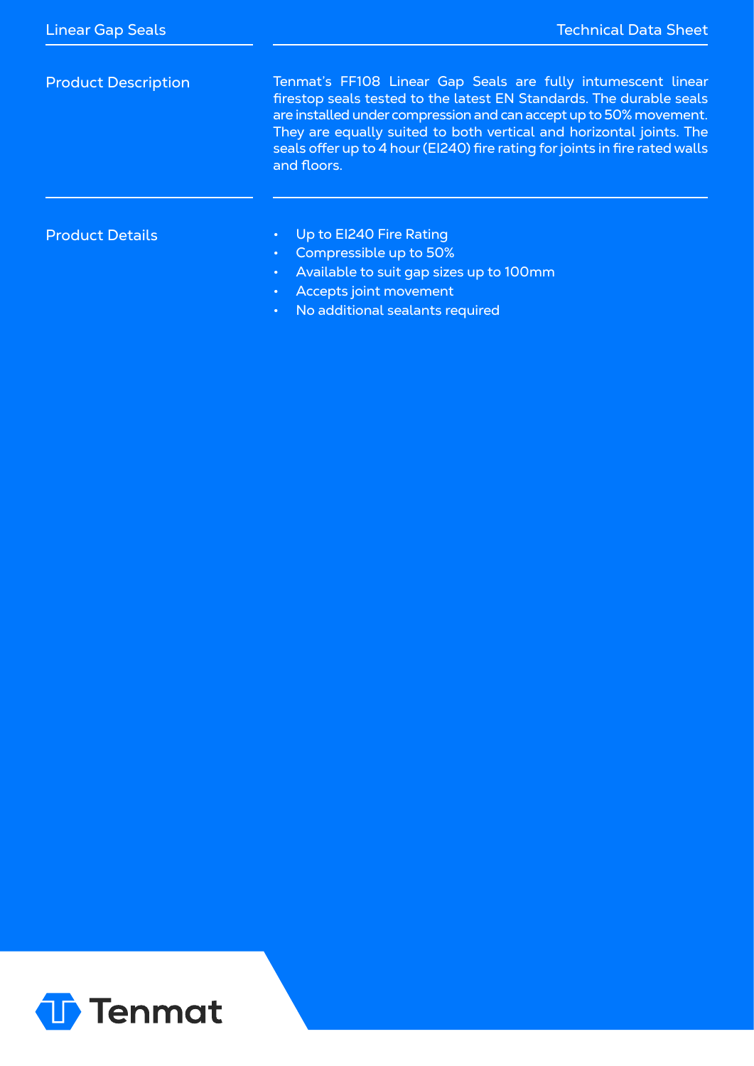## Product Description

Tenmat's FF108 Linear Gap Seals are fully intumescent linear firestop seals tested to the latest EN Standards. The durable seals are installed under compression and can accept up to 50% movement. They are equally suited to both vertical and horizontal joints. The seals offer up to 4 hour (EI240) fire rating for joints in fire rated walls and floors.

## Product Details

- Up to EI240 Fire Rating
- Compressible up to 50%
- Available to suit gap sizes up to 100mm
- Accepts joint movement
- No additional sealants required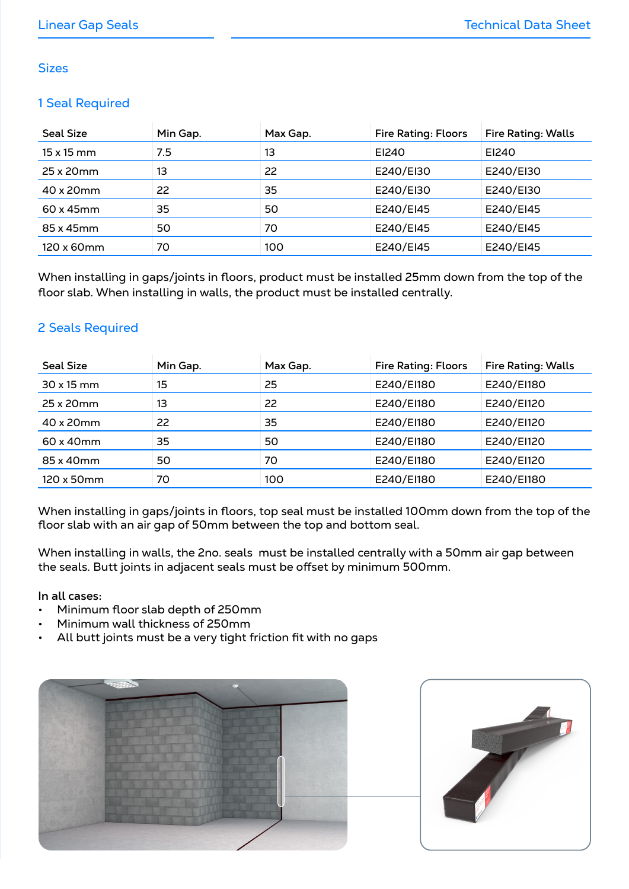## Sizes

### 1 Seal Required

| Seal Size | Min Gap. | Max Gap. | Fire Rating: Floors | Fire Rating: Walls |
|---|---|---|---|---|
| 15 x 15 mm | 7.5 | 13 | EI240 | EI240 |
| 25 x 20mm | 13 | 22 | E240/EI30 | E240/EI30 |
| 40 x 20mm | 22 | 35 | E240/EI30 | E240/EI30 |
| 60 x 45mm | 35 | 50 | E240/EI45 | E240/EI45 |
| 85 x 45mm | 50 | 70 | E240/EI45 | E240/EI45 |
| 120 x 60mm | 70 | 100 | E240/EI45 | E240/EI45 |

When installing in gaps/joints in floors, product must be installed 25mm down from the top of the floor slab. When installing in walls, the product must be installed centrally.

### 2 Seals Required

| Seal Size | Min Gap. | Max Gap. | Fire Rating: Floors | Fire Rating: Walls |
|---|---|---|---|---|
| 30 x 15 mm | 15 | 25 | E240/EI180 | E240/EI180 |
| 25 x 20mm | 13 | 22 | E240/EI180 | E240/EI120 |
| 40 x 20mm | 22 | 35 | E240/EI180 | E240/EI120 |
| 60 x 40mm | 35 | 50 | E240/EI180 | E240/EI120 |
| 85 x 40mm | 50 | 70 | E240/EI180 | E240/EI120 |
| 120 x 50mm | 70 | 100 | E240/EI180 | E240/EI180 |

When installing in gaps/joints in floors, top seal must be installed 100mm down from the top of the floor slab with an air gap of 50mm between the top and bottom seal.

When installing in walls, the 2no. seals must be installed centrally with a 50mm air gap between the seals. Butt joints in adjacent seals must be offset by minimum 500mm.

**In all cases:**

- Minimum floor slab depth of 250mm
- Minimum wall thickness of 250mm
- All butt joints must be a very tight friction fit with no gaps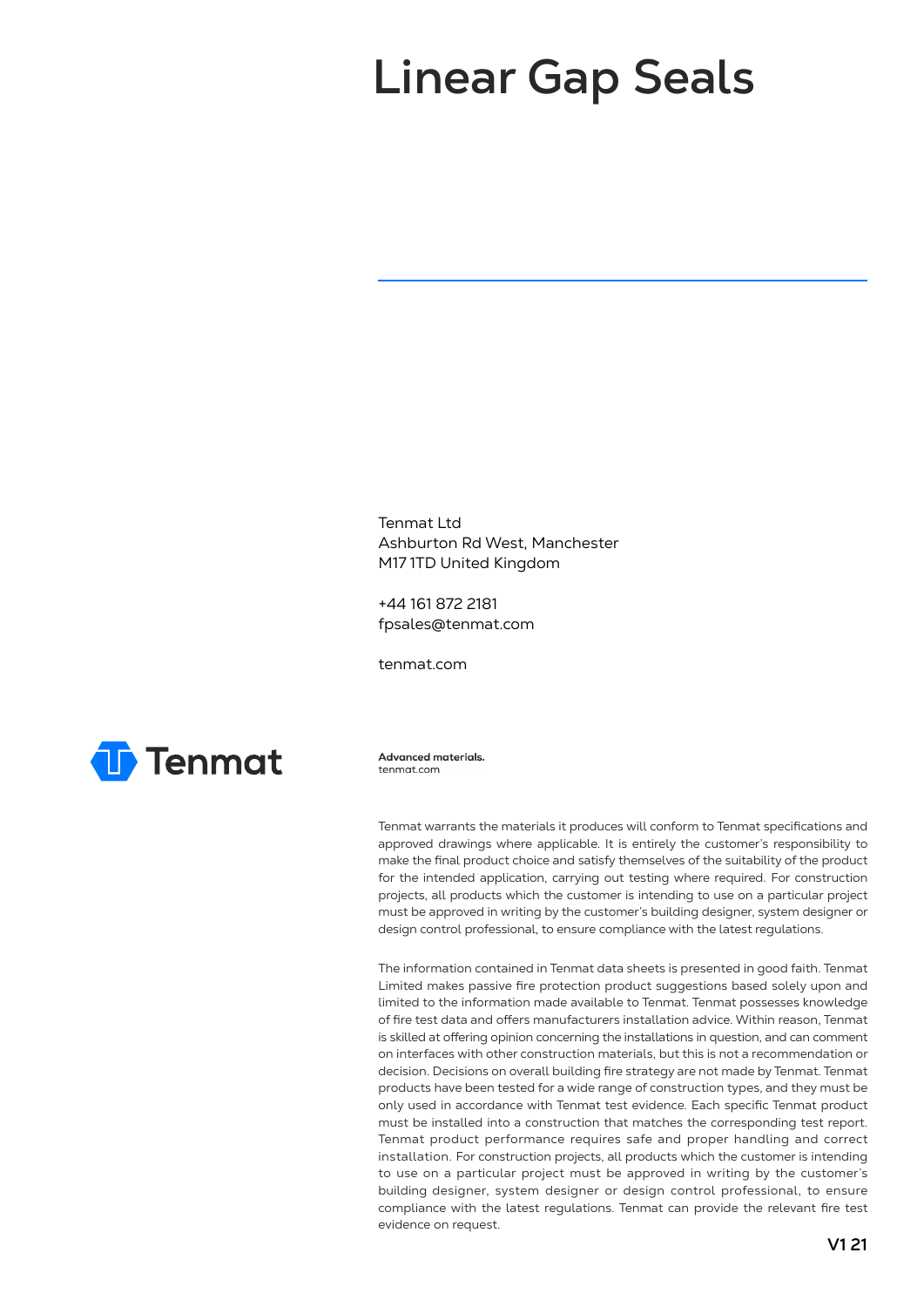# Linear Gap Seals

Tenmat Ltd
Ashburton Rd West, Manchester
M17 1TD United Kingdom

+44 161 872 2181
fpsales@tenmat.com

tenmat.com

Tenmat

**Advanced materials.**
tenmat.com

Tenmat warrants the materials it produces will conform to Tenmat specifications and approved drawings where applicable. It is entirely the customer's responsibility to make the final product choice and satisfy themselves of the suitability of the product for the intended application, carrying out testing where required. For construction projects, all products which the customer is intending to use on a particular project must be approved in writing by the customer's building designer, system designer or design control professional, to ensure compliance with the latest regulations.

The information contained in Tenmat data sheets is presented in good faith. Tenmat Limited makes passive fire protection product suggestions based solely upon and limited to the information made available to Tenmat. Tenmat possesses knowledge of fire test data and offers manufacturers installation advice. Within reason, Tenmat is skilled at offering opinion concerning the installations in question, and can comment on interfaces with other construction materials, but this is not a recommendation or decision. Decisions on overall building fire strategy are not made by Tenmat. Tenmat products have been tested for a wide range of construction types, and they must be only used in accordance with Tenmat test evidence. Each specific Tenmat product must be installed into a construction that matches the corresponding test report. Tenmat product performance requires safe and proper handling and correct installation. For construction projects, all products which the customer is intending to use on a particular project must be approved in writing by the customer's building designer, system designer or design control professional, to ensure compliance with the latest regulations. Tenmat can provide the relevant fire test evidence on request.

**V1 21**